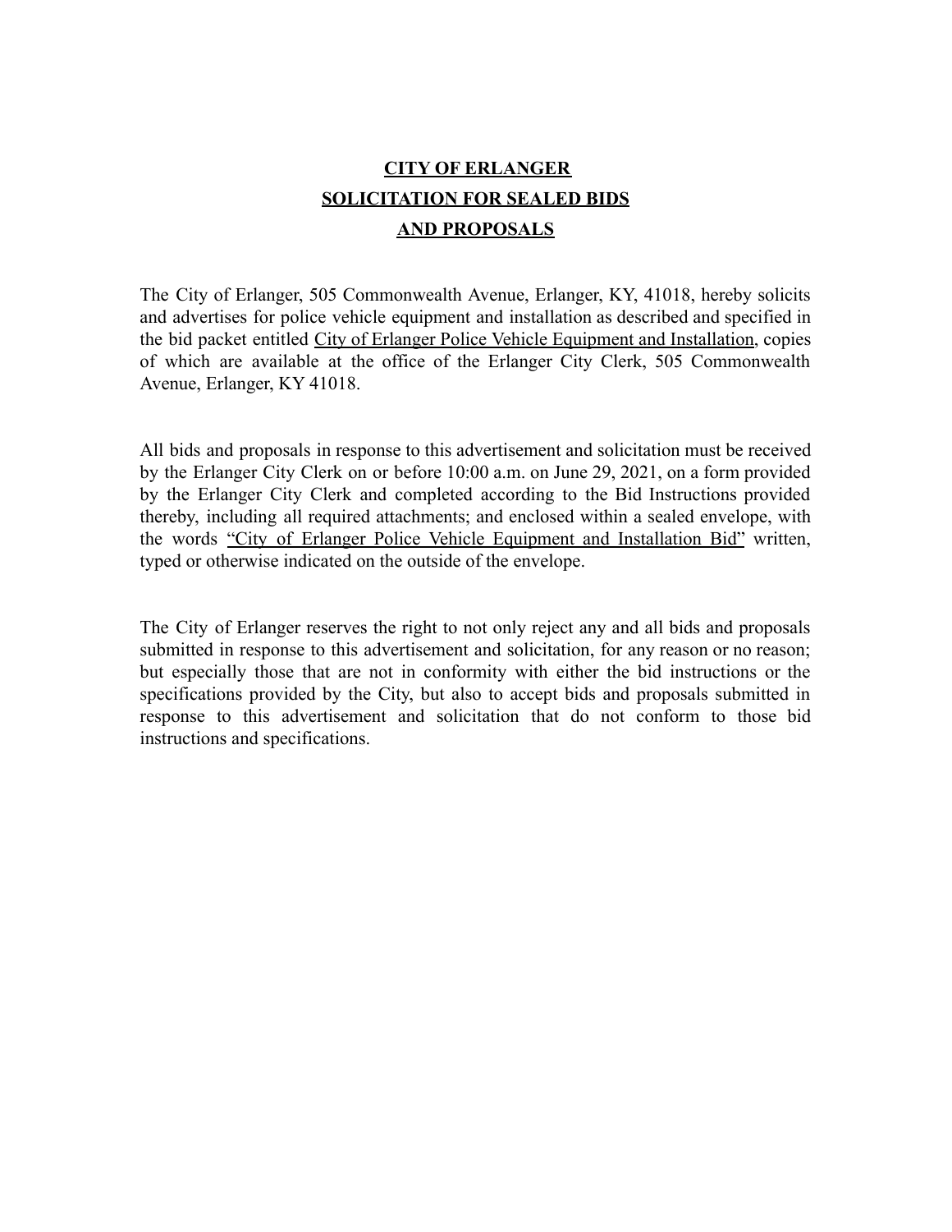# **CITY OF ERLANGER**
# **SOLICITATION FOR SEALED BIDS AND PROPOSALS**

The City of Erlanger, 505 Commonwealth Avenue, Erlanger, KY, 41018, hereby solicits and advertises for police vehicle equipment and installation as described and specified in the bid packet entitled City of Erlanger Police Vehicle Equipment and Installation, copies of which are available at the office of the Erlanger City Clerk, 505 Commonwealth Avenue, Erlanger, KY 41018.

All bids and proposals in response to this advertisement and solicitation must be received by the Erlanger City Clerk on or before 10:00 a.m. on June 29, 2021, on a form provided by the Erlanger City Clerk and completed according to the Bid Instructions provided thereby, including all required attachments; and enclosed within a sealed envelope, with the words "City of Erlanger Police Vehicle Equipment and Installation Bid" written, typed or otherwise indicated on the outside of the envelope.

The City of Erlanger reserves the right to not only reject any and all bids and proposals submitted in response to this advertisement and solicitation, for any reason or no reason; but especially those that are not in conformity with either the bid instructions or the specifications provided by the City, but also to accept bids and proposals submitted in response to this advertisement and solicitation that do not conform to those bid instructions and specifications.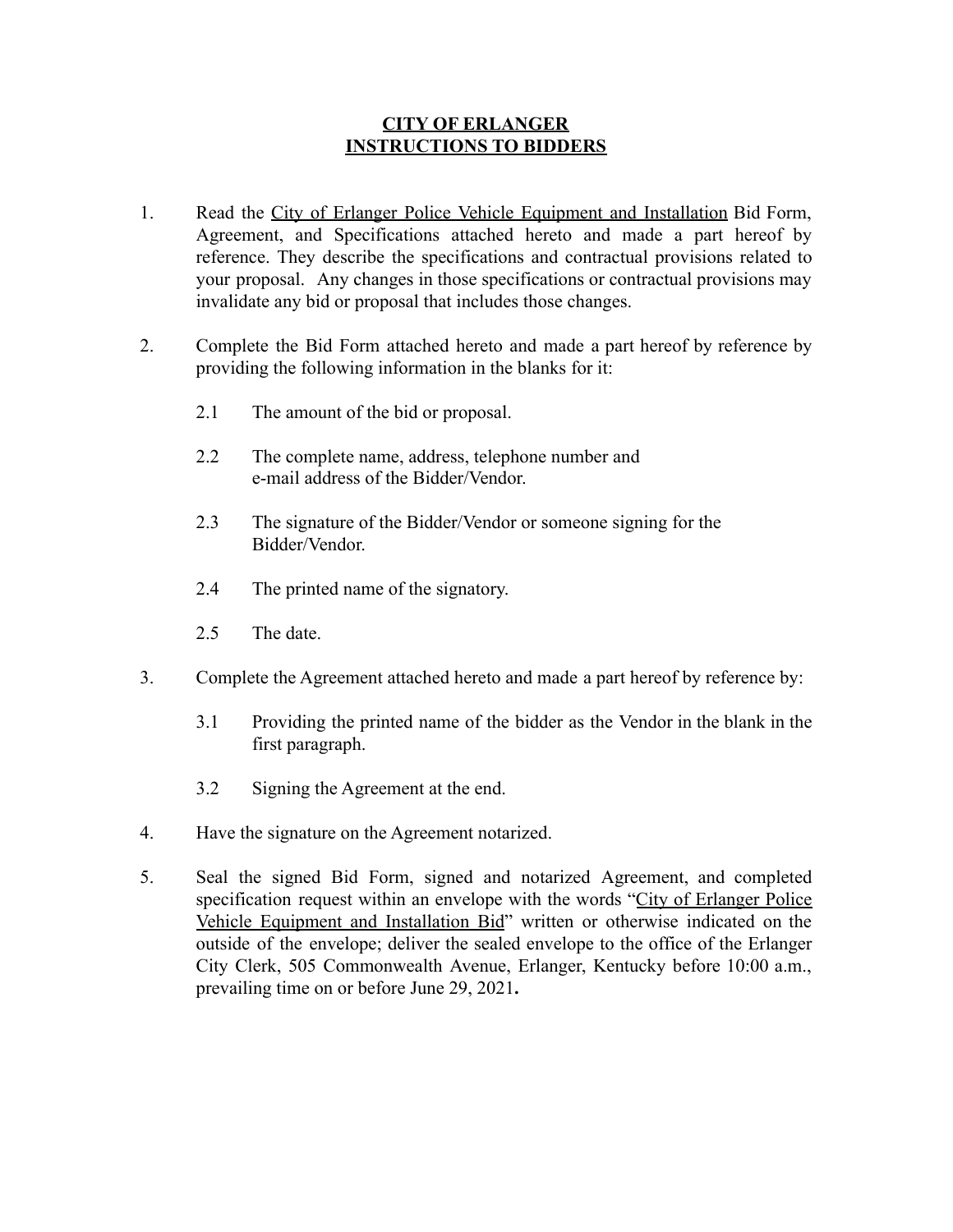# CITY OF ERLANGER
# INSTRUCTIONS TO BIDDERS

1. Read the City of Erlanger Police Vehicle Equipment and Installation Bid Form, Agreement, and Specifications attached hereto and made a part hereof by reference. They describe the specifications and contractual provisions related to your proposal. Any changes in those specifications or contractual provisions may invalidate any bid or proposal that includes those changes.

2. Complete the Bid Form attached hereto and made a part hereof by reference by providing the following information in the blanks for it:

   2.1 The amount of the bid or proposal.

   2.2 The complete name, address, telephone number and e-mail address of the Bidder/Vendor.

   2.3 The signature of the Bidder/Vendor or someone signing for the Bidder/Vendor.

   2.4 The printed name of the signatory.

   2.5 The date.

3. Complete the Agreement attached hereto and made a part hereof by reference by:

   3.1 Providing the printed name of the bidder as the Vendor in the blank in the first paragraph.

   3.2 Signing the Agreement at the end.

4. Have the signature on the Agreement notarized.

5. Seal the signed Bid Form, signed and notarized Agreement, and completed specification request within an envelope with the words "City of Erlanger Police Vehicle Equipment and Installation Bid" written or otherwise indicated on the outside of the envelope; deliver the sealed envelope to the office of the Erlanger City Clerk, 505 Commonwealth Avenue, Erlanger, Kentucky before 10:00 a.m., prevailing time on or before June 29, 2021**.**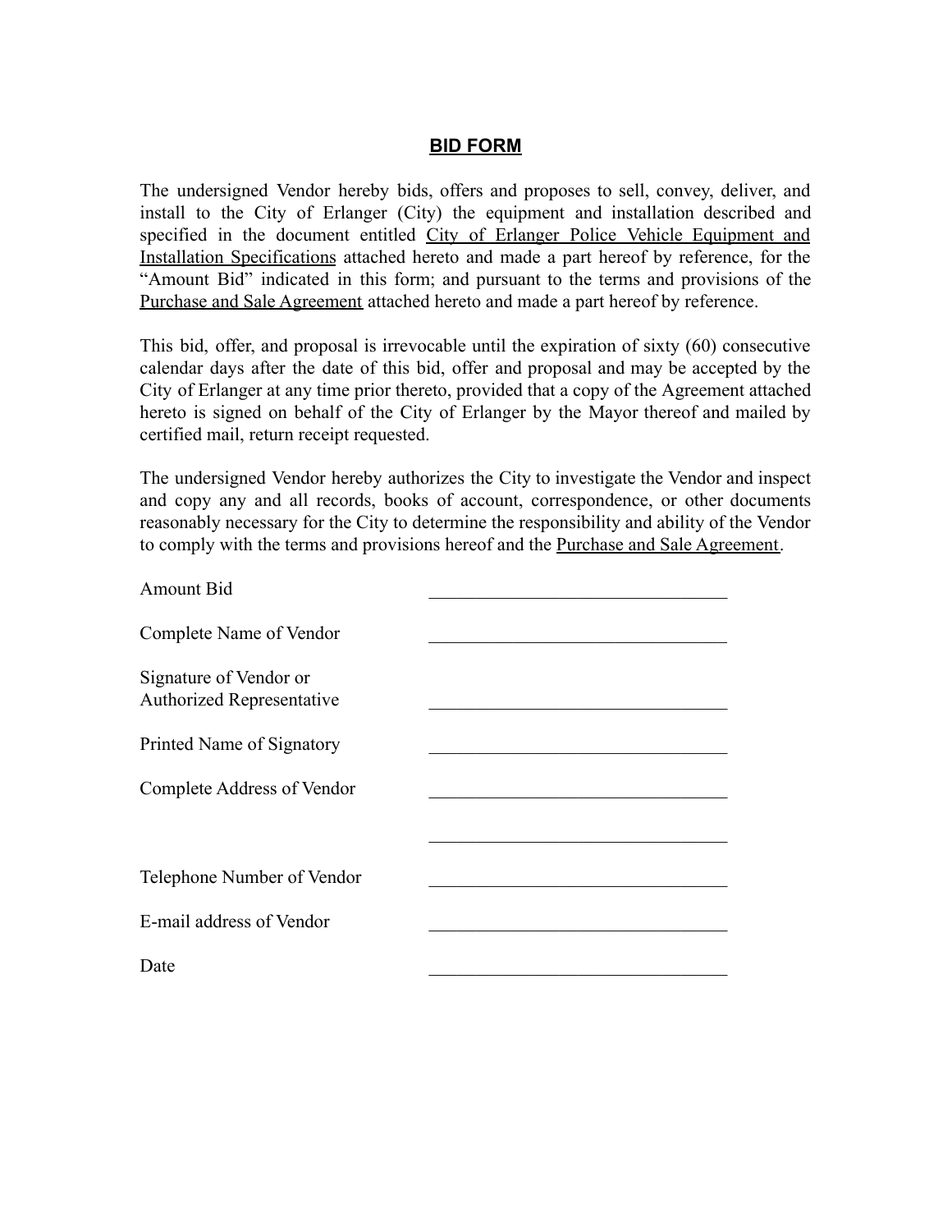# BID FORM

The undersigned Vendor hereby bids, offers and proposes to sell, convey, deliver, and install to the City of Erlanger (City) the equipment and installation described and specified in the document entitled <u>City of Erlanger Police Vehicle Equipment and Installation Specifications</u> attached hereto and made a part hereof by reference, for the "Amount Bid" indicated in this form; and pursuant to the terms and provisions of the <u>Purchase and Sale Agreement</u> attached hereto and made a part hereof by reference.

This bid, offer, and proposal is irrevocable until the expiration of sixty (60) consecutive calendar days after the date of this bid, offer and proposal and may be accepted by the City of Erlanger at any time prior thereto, provided that a copy of the Agreement attached hereto is signed on behalf of the City of Erlanger by the Mayor thereof and mailed by certified mail, return receipt requested.

The undersigned Vendor hereby authorizes the City to investigate the Vendor and inspect and copy any and all records, books of account, correspondence, or other documents reasonably necessary for the City to determine the responsibility and ability of the Vendor to comply with the terms and provisions hereof and the <u>Purchase and Sale Agreement</u>.

Amount Bid ________________________________

Complete Name of Vendor ________________________________

Signature of Vendor or Authorized Representative ________________________________

Printed Name of Signatory ________________________________

Complete Address of Vendor ________________________________

________________________________

Telephone Number of Vendor ________________________________

E-mail address of Vendor ________________________________

Date ________________________________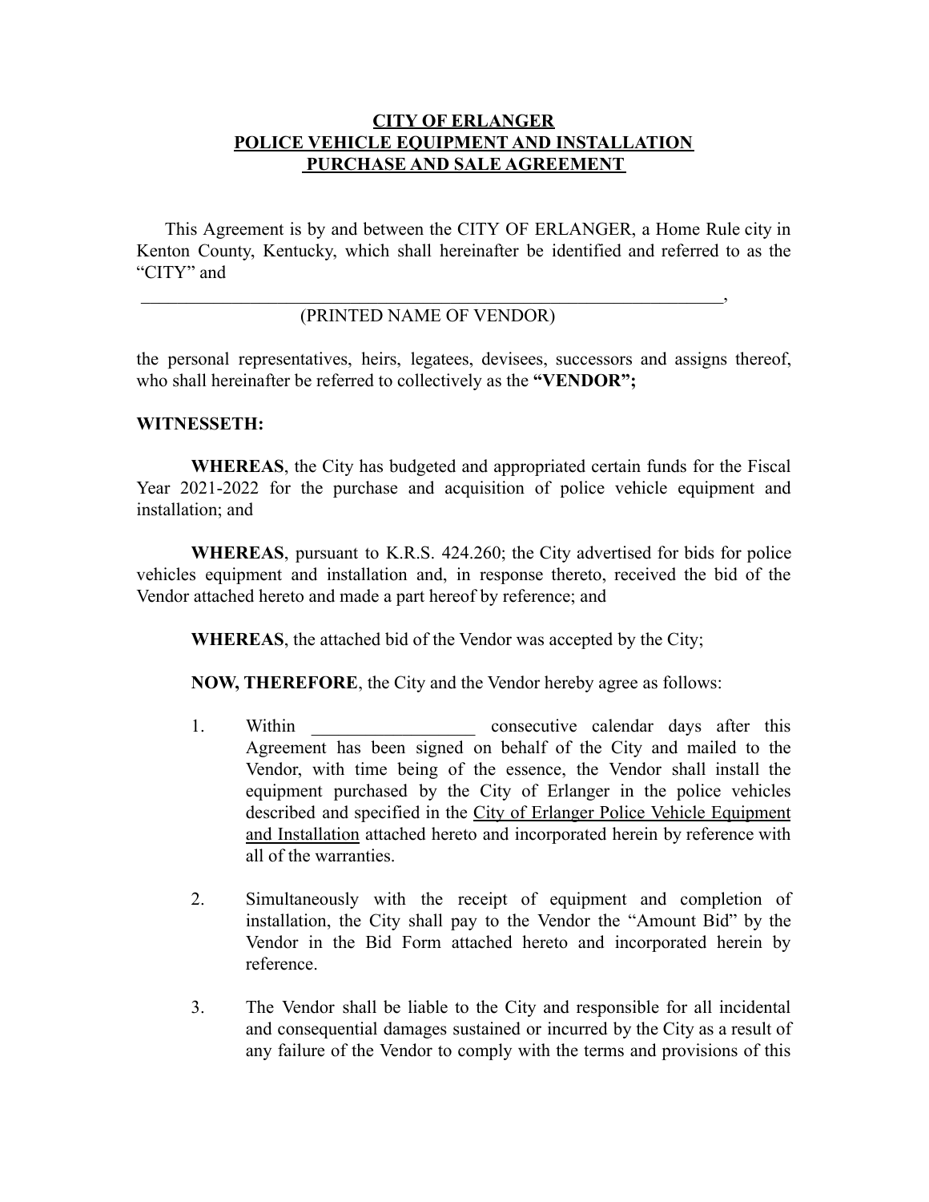**CITY OF ERLANGER**
**POLICE VEHICLE EQUIPMENT AND INSTALLATION**
**PURCHASE AND SALE AGREEMENT**

This Agreement is by and between the CITY OF ERLANGER, a Home Rule city in Kenton County, Kentucky, which shall hereinafter be identified and referred to as the "CITY" and

\_\_\_\_\_\_\_\_\_\_\_\_\_\_\_\_\_\_\_\_\_\_\_\_\_\_\_\_\_\_\_\_\_\_\_\_\_\_\_\_\_\_\_\_\_\_\_\_\_\_\_\_\_\_\_\_\_\_\_\_\_\_,
(PRINTED NAME OF VENDOR)

the personal representatives, heirs, legatees, devisees, successors and assigns thereof, who shall hereinafter be referred to collectively as the **"VENDOR";**

**WITNESSETH:**

**WHEREAS**, the City has budgeted and appropriated certain funds for the Fiscal Year 2021-2022 for the purchase and acquisition of police vehicle equipment and installation; and

**WHEREAS**, pursuant to K.R.S. 424.260; the City advertised for bids for police vehicles equipment and installation and, in response thereto, received the bid of the Vendor attached hereto and made a part hereof by reference; and

**WHEREAS**, the attached bid of the Vendor was accepted by the City;

**NOW, THEREFORE**, the City and the Vendor hereby agree as follows:

1. Within \_\_\_\_\_\_\_\_\_\_\_\_\_\_\_\_\_\_ consecutive calendar days after this Agreement has been signed on behalf of the City and mailed to the Vendor, with time being of the essence, the Vendor shall install the equipment purchased by the City of Erlanger in the police vehicles described and specified in the City of Erlanger Police Vehicle Equipment and Installation attached hereto and incorporated herein by reference with all of the warranties.

2. Simultaneously with the receipt of equipment and completion of installation, the City shall pay to the Vendor the "Amount Bid" by the Vendor in the Bid Form attached hereto and incorporated herein by reference.

3. The Vendor shall be liable to the City and responsible for all incidental and consequential damages sustained or incurred by the City as a result of any failure of the Vendor to comply with the terms and provisions of this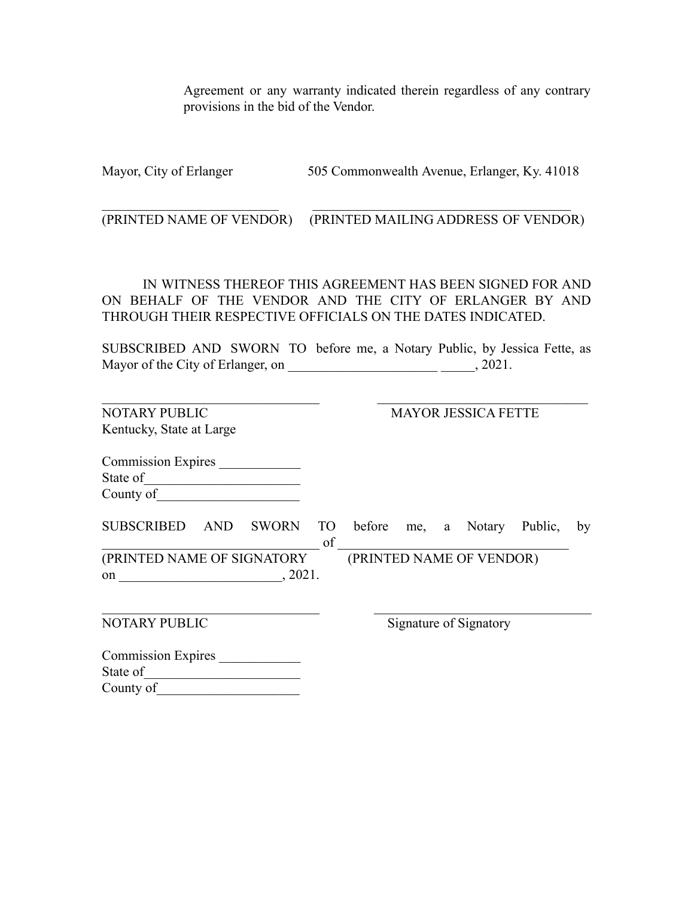Agreement or any warranty indicated therein regardless of any contrary provisions in the bid of the Vendor.

Mayor, City of Erlanger　　　　505 Commonwealth Avenue, Erlanger, Ky. 41018

___________________________　　_______________________________________
(PRINTED NAME OF VENDOR)　　(PRINTED MAILING ADDRESS OF VENDOR)

IN WITNESS THEREOF THIS AGREEMENT HAS BEEN SIGNED FOR AND ON BEHALF OF THE VENDOR AND THE CITY OF ERLANGER BY AND THROUGH THEIR RESPECTIVE OFFICIALS ON THE DATES INDICATED.

SUBSCRIBED AND SWORN TO before me, a Notary Public, by Jessica Fette, as Mayor of the City of Erlanger, on ______________________ _____, 2021.

_________________________________　　_________________________________
NOTARY PUBLIC　　　　　　　　　　　　MAYOR JESSICA FETTE
Kentucky, State at Large

Commission Expires ____________
State of_______________________
County of_____________________

SUBSCRIBED AND SWORN TO before me, a Notary Public, by _________________________________ of _________________________________
(PRINTED NAME OF SIGNATORY　　　(PRINTED NAME OF VENDOR)
on ________________________, 2021.

_________________________________　　_________________________________
NOTARY PUBLIC　　　　　　　　　　　　Signature of Signatory

Commission Expires ____________
State of_______________________
County of_____________________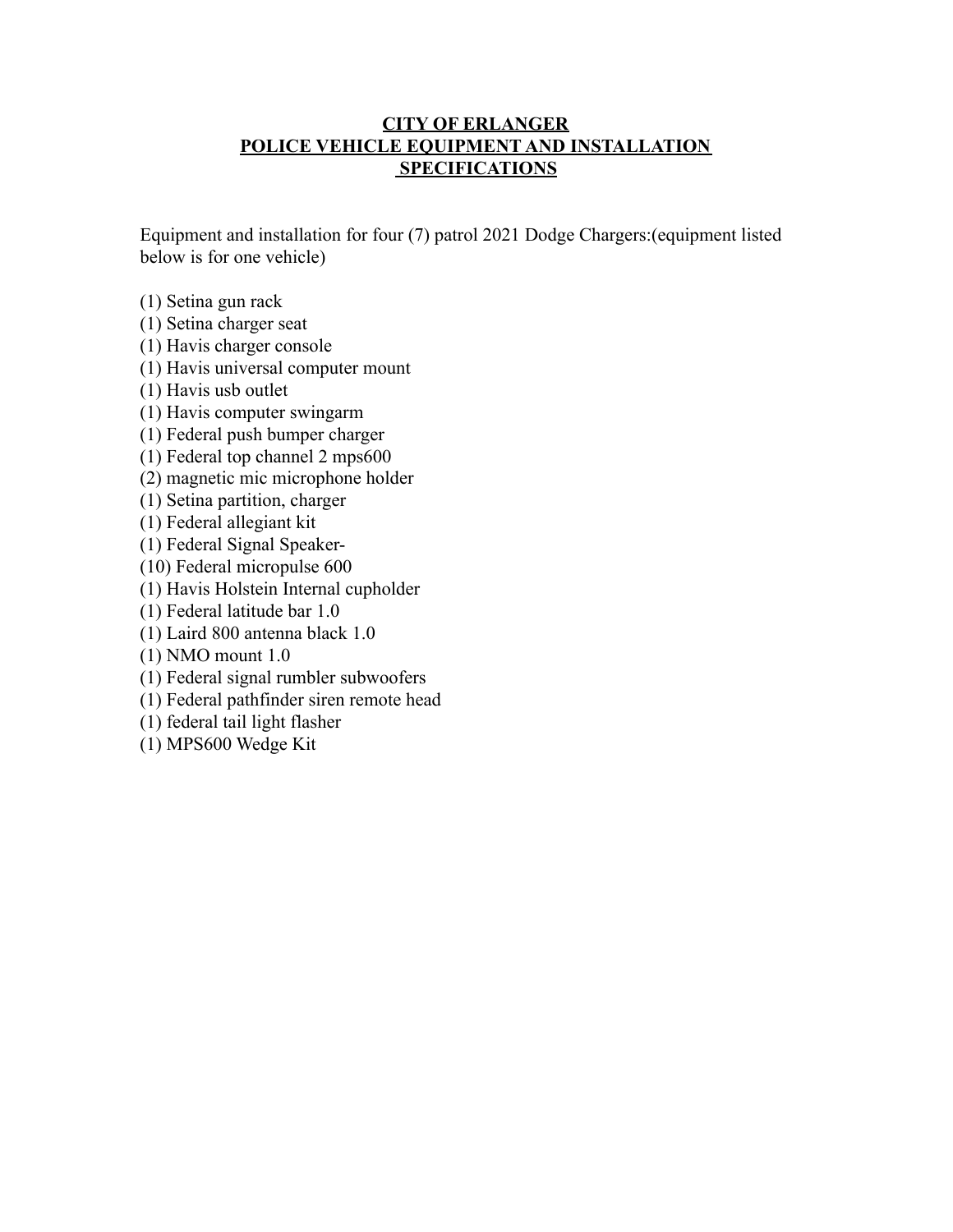# CITY OF ERLANGER
# POLICE VEHICLE EQUIPMENT AND INSTALLATION SPECIFICATIONS

Equipment and installation for four (7) patrol 2021 Dodge Chargers:(equipment listed below is for one vehicle)

(1) Setina gun rack
(1) Setina charger seat
(1) Havis charger console
(1) Havis universal computer mount
(1) Havis usb outlet
(1) Havis computer swingarm
(1) Federal push bumper charger
(1) Federal top channel 2 mps600
(2) magnetic mic microphone holder
(1) Setina partition, charger
(1) Federal allegiant kit
(1) Federal Signal Speaker-
(10) Federal micropulse 600
(1) Havis Holstein Internal cupholder
(1) Federal latitude bar 1.0
(1) Laird 800 antenna black 1.0
(1) NMO mount 1.0
(1) Federal signal rumbler subwoofers
(1) Federal pathfinder siren remote head
(1) federal tail light flasher
(1) MPS600 Wedge Kit